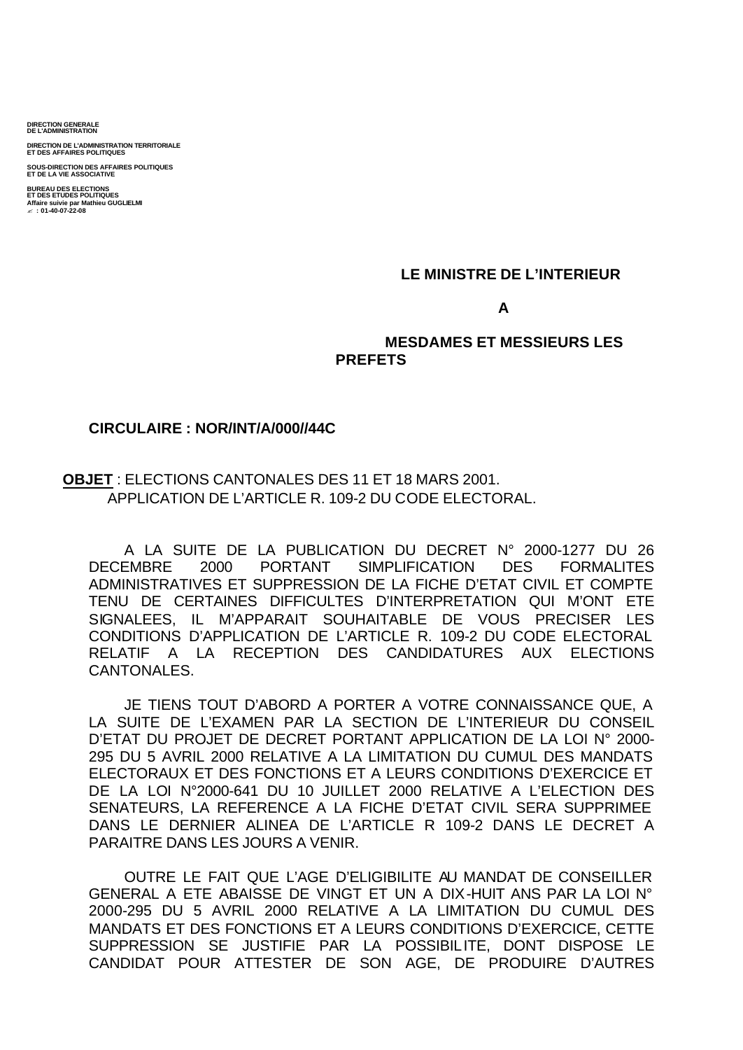**DIRECTION GENERALE**
**DE L'ADMINISTRATION**

**DIRECTION DE L'ADMINISTRATION TERRITORIALE**
**ET DES AFFAIRES POLITIQUES**

**SOUS-DIRECTION DES AFFAIRES POLITIQUES**
**ET DE LA VIE ASSOCIATIVE**

**BUREAU DES ELECTIONS**
**ET DES ETUDES POLITIQUES**
**Affaire suivie par Mathieu GUGLIELMI**
**✍ : 01-40-07-22-08**

**LE MINISTRE DE L'INTERIEUR**

**A**

**MESDAMES ET MESSIEURS LES PREFETS**

**CIRCULAIRE : NOR/INT/A/000//44C**

**OBJET** : ELECTIONS CANTONALES DES 11 ET 18 MARS 2001.
APPLICATION DE L'ARTICLE R. 109-2 DU CODE ELECTORAL.

A LA SUITE DE LA PUBLICATION DU DECRET N° 2000-1277 DU 26 DECEMBRE 2000 PORTANT SIMPLIFICATION DES FORMALITES ADMINISTRATIVES ET SUPPRESSION DE LA FICHE D'ETAT CIVIL ET COMPTE TENU DE CERTAINES DIFFICULTES D'INTERPRETATION QUI M'ONT ETE SIGNALEES, IL M'APPARAIT SOUHAITABLE DE VOUS PRECISER LES CONDITIONS D'APPLICATION DE L'ARTICLE R. 109-2 DU CODE ELECTORAL RELATIF A LA RECEPTION DES CANDIDATURES AUX ELECTIONS CANTONALES.

JE TIENS TOUT D'ABORD A PORTER A VOTRE CONNAISSANCE QUE, A LA SUITE DE L'EXAMEN PAR LA SECTION DE L'INTERIEUR DU CONSEIL D'ETAT DU PROJET DE DECRET PORTANT APPLICATION DE LA LOI N° 2000-295 DU 5 AVRIL 2000 RELATIVE A LA LIMITATION DU CUMUL DES MANDATS ELECTORAUX ET DES FONCTIONS ET A LEURS CONDITIONS D'EXERCICE ET DE LA LOI N°2000-641 DU 10 JUILLET 2000 RELATIVE A L'ELECTION DES SENATEURS, LA REFERENCE A LA FICHE D'ETAT CIVIL SERA SUPPRIMEE DANS LE DERNIER ALINEA DE L'ARTICLE R 109-2 DANS LE DECRET A PARAITRE DANS LES JOURS A VENIR.

OUTRE LE FAIT QUE L'AGE D'ELIGIBILITE AU MANDAT DE CONSEILLER GENERAL A ETE ABAISSE DE VINGT ET UN A DIX-HUIT ANS PAR LA LOI N° 2000-295 DU 5 AVRIL 2000 RELATIVE A LA LIMITATION DU CUMUL DES MANDATS ET DES FONCTIONS ET A LEURS CONDITIONS D'EXERCICE, CETTE SUPPRESSION SE JUSTIFIE PAR LA POSSIBILITE, DONT DISPOSE LE CANDIDAT POUR ATTESTER DE SON AGE, DE PRODUIRE D'AUTRES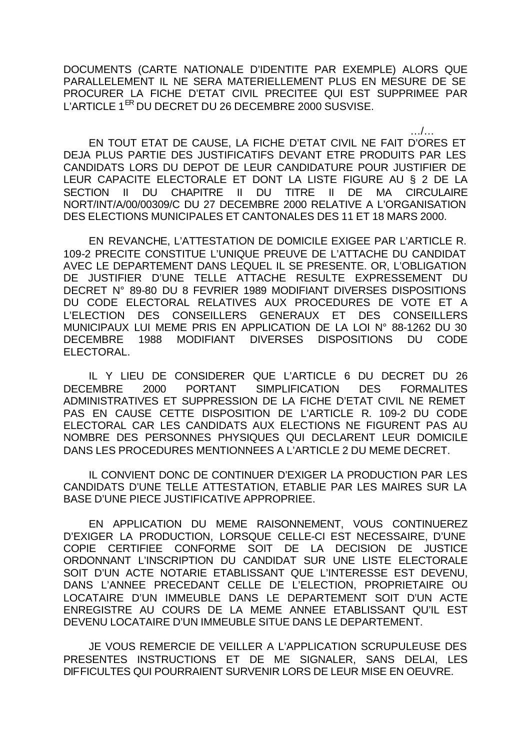DOCUMENTS (CARTE NATIONALE D'IDENTITE PAR EXEMPLE) ALORS QUE PARALLELEMENT IL NE SERA MATERIELLEMENT PLUS EN MESURE DE SE PROCURER LA FICHE D'ETAT CIVIL PRECITEE QUI EST SUPPRIMEE PAR L'ARTICLE 1[ER] DU DECRET DU 26 DECEMBRE 2000 SUSVISE.

…/…

EN TOUT ETAT DE CAUSE, LA FICHE D'ETAT CIVIL NE FAIT D'ORES ET DEJA PLUS PARTIE DES JUSTIFICATIFS DEVANT ETRE PRODUITS PAR LES CANDIDATS LORS DU DEPOT DE LEUR CANDIDATURE POUR JUSTIFIER DE LEUR CAPACITE ELECTORALE ET DONT LA LISTE FIGURE AU § 2 DE LA SECTION II DU CHAPITRE II DU TITRE II DE MA CIRCULAIRE NORT/INT/A/00/00309/C DU 27 DECEMBRE 2000 RELATIVE A L'ORGANISATION DES ELECTIONS MUNICIPALES ET CANTONALES DES 11 ET 18 MARS 2000.

EN REVANCHE, L'ATTESTATION DE DOMICILE EXIGEE PAR L'ARTICLE R. 109-2 PRECITE CONSTITUE L'UNIQUE PREUVE DE L'ATTACHE DU CANDIDAT AVEC LE DEPARTEMENT DANS LEQUEL IL SE PRESENTE. OR, L'OBLIGATION DE JUSTIFIER D'UNE TELLE ATTACHE RESULTE EXPRESSEMENT DU DECRET N° 89-80 DU 8 FEVRIER 1989 MODIFIANT DIVERSES DISPOSITIONS DU CODE ELECTORAL RELATIVES AUX PROCEDURES DE VOTE ET A L'ELECTION DES CONSEILLERS GENERAUX ET DES CONSEILLERS MUNICIPAUX LUI MEME PRIS EN APPLICATION DE LA LOI N° 88-1262 DU 30 DECEMBRE 1988 MODIFIANT DIVERSES DISPOSITIONS DU CODE ELECTORAL.

IL Y LIEU DE CONSIDERER QUE L'ARTICLE 6 DU DECRET DU 26 DECEMBRE 2000 PORTANT SIMPLIFICATION DES FORMALITES ADMINISTRATIVES ET SUPPRESSION DE LA FICHE D'ETAT CIVIL NE REMET PAS EN CAUSE CETTE DISPOSITION DE L'ARTICLE R. 109-2 DU CODE ELECTORAL CAR LES CANDIDATS AUX ELECTIONS NE FIGURENT PAS AU NOMBRE DES PERSONNES PHYSIQUES QUI DECLARENT LEUR DOMICILE DANS LES PROCEDURES MENTIONNEES A L'ARTICLE 2 DU MEME DECRET.

IL CONVIENT DONC DE CONTINUER D'EXIGER LA PRODUCTION PAR LES CANDIDATS D'UNE TELLE ATTESTATION, ETABLIE PAR LES MAIRES SUR LA BASE D'UNE PIECE JUSTIFICATIVE APPROPRIEE.

EN APPLICATION DU MEME RAISONNEMENT, VOUS CONTINUEREZ D'EXIGER LA PRODUCTION, LORSQUE CELLE-CI EST NECESSAIRE, D'UNE COPIE CERTIFIEE CONFORME SOIT DE LA DECISION DE JUSTICE ORDONNANT L'INSCRIPTION DU CANDIDAT SUR UNE LISTE ELECTORALE SOIT D'UN ACTE NOTARIE ETABLISSANT QUE L'INTERESSE EST DEVENU, DANS L'ANNEE PRECEDANT CELLE DE L'ELECTION, PROPRIETAIRE OU LOCATAIRE D'UN IMMEUBLE DANS LE DEPARTEMENT SOIT D'UN ACTE ENREGISTRE AU COURS DE LA MEME ANNEE ETABLISSANT QU'IL EST DEVENU LOCATAIRE D'UN IMMEUBLE SITUE DANS LE DEPARTEMENT.

JE VOUS REMERCIE DE VEILLER A L'APPLICATION SCRUPULEUSE DES PRESENTES INSTRUCTIONS ET DE ME SIGNALER, SANS DELAI, LES DIFFICULTES QUI POURRAIENT SURVENIR LORS DE LEUR MISE EN OEUVRE.